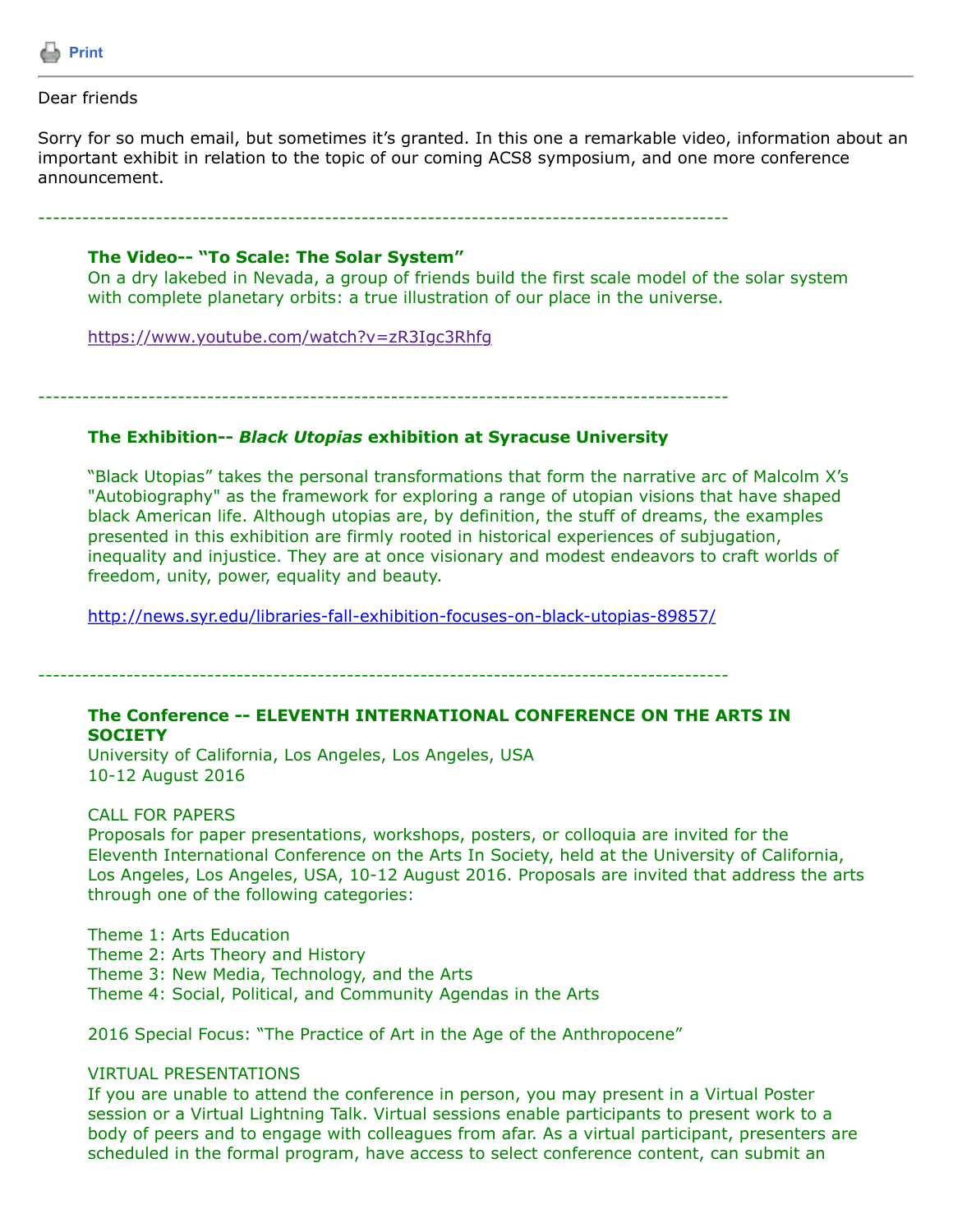Print

---

Dear friends

Sorry for so much email, but sometimes it's granted. In this one a remarkable video, information about an important exhibit in relation to the topic of our coming ACS8 symposium, and one more conference announcement.

---

**The Video-- "To Scale: The Solar System"**
On a dry lakebed in Nevada, a group of friends build the first scale model of the solar system with complete planetary orbits: a true illustration of our place in the universe.

https://www.youtube.com/watch?v=zR3Igc3Rhfg

---

**The Exhibition-- *Black Utopias* exhibition at Syracuse University**

"Black Utopias" takes the personal transformations that form the narrative arc of Malcolm X's "Autobiography" as the framework for exploring a range of utopian visions that have shaped black American life. Although utopias are, by definition, the stuff of dreams, the examples presented in this exhibition are firmly rooted in historical experiences of subjugation, inequality and injustice. They are at once visionary and modest endeavors to craft worlds of freedom, unity, power, equality and beauty.

http://news.syr.edu/libraries-fall-exhibition-focuses-on-black-utopias-89857/

---

**The Conference -- ELEVENTH INTERNATIONAL CONFERENCE ON THE ARTS IN SOCIETY**
University of California, Los Angeles, Los Angeles, USA
10-12 August 2016

CALL FOR PAPERS
Proposals for paper presentations, workshops, posters, or colloquia are invited for the Eleventh International Conference on the Arts In Society, held at the University of California, Los Angeles, Los Angeles, USA, 10-12 August 2016. Proposals are invited that address the arts through one of the following categories:

Theme 1: Arts Education
Theme 2: Arts Theory and History
Theme 3: New Media, Technology, and the Arts
Theme 4: Social, Political, and Community Agendas in the Arts

2016 Special Focus: "The Practice of Art in the Age of the Anthropocene"

VIRTUAL PRESENTATIONS
If you are unable to attend the conference in person, you may present in a Virtual Poster session or a Virtual Lightning Talk. Virtual sessions enable participants to present work to a body of peers and to engage with colleagues from afar. As a virtual participant, presenters are scheduled in the formal program, have access to select conference content, can submit an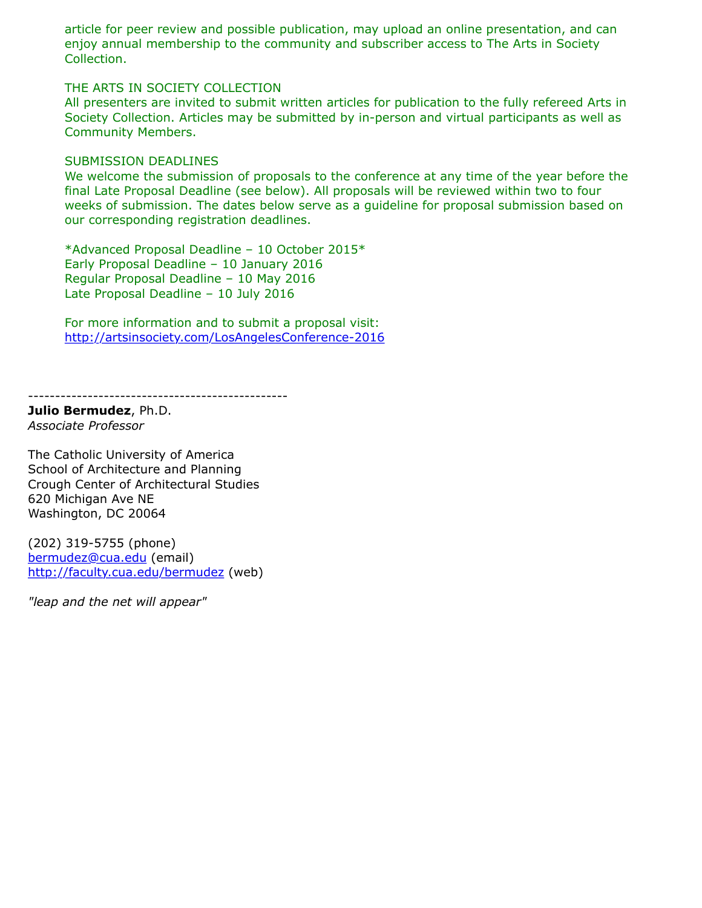article for peer review and possible publication, may upload an online presentation, and can enjoy annual membership to the community and subscriber access to The Arts in Society Collection.

THE ARTS IN SOCIETY COLLECTION
All presenters are invited to submit written articles for publication to the fully refereed Arts in Society Collection. Articles may be submitted by in-person and virtual participants as well as Community Members.

SUBMISSION DEADLINES
We welcome the submission of proposals to the conference at any time of the year before the final Late Proposal Deadline (see below). All proposals will be reviewed within two to four weeks of submission. The dates below serve as a guideline for proposal submission based on our corresponding registration deadlines.

*Advanced Proposal Deadline – 10 October 2015*
Early Proposal Deadline – 10 January 2016
Regular Proposal Deadline – 10 May 2016
Late Proposal Deadline – 10 July 2016

For more information and to submit a proposal visit:
http://artsinsociety.com/LosAngelesConference-2016

------------------------------------------------

**Julio Bermudez**, Ph.D.
*Associate Professor*

The Catholic University of America
School of Architecture and Planning
Crough Center of Architectural Studies
620 Michigan Ave NE
Washington, DC 20064

(202) 319-5755 (phone)
bermudez@cua.edu (email)
http://faculty.cua.edu/bermudez (web)

*"leap and the net will appear"*